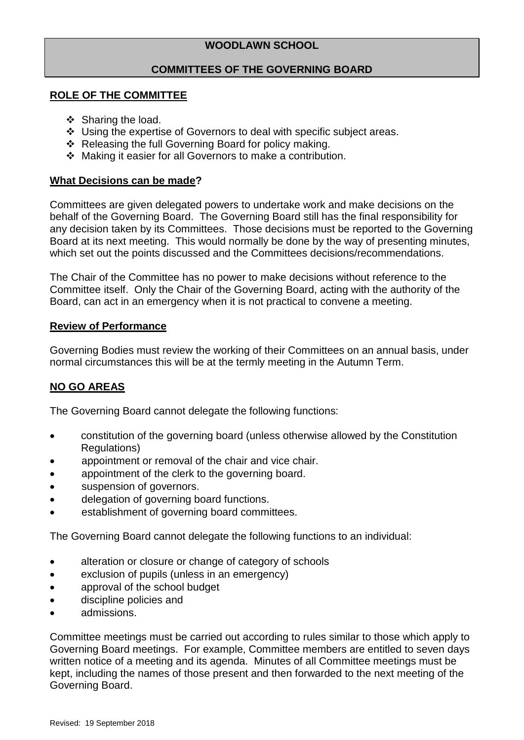# WOODLAWN SCHOOL

## COMMITTEES OF THE GOVERNING BOARD

**ROLE OF THE COMMITTEE**

- Sharing the load.
- Using the expertise of Governors to deal with specific subject areas.
- Releasing the full Governing Board for policy making.
- Making it easier for all Governors to make a contribution.

**What Decisions can be made?**

Committees are given delegated powers to undertake work and make decisions on the behalf of the Governing Board. The Governing Board still has the final responsibility for any decision taken by its Committees. Those decisions must be reported to the Governing Board at its next meeting. This would normally be done by the way of presenting minutes, which set out the points discussed and the Committees decisions/recommendations.

The Chair of the Committee has no power to make decisions without reference to the Committee itself. Only the Chair of the Governing Board, acting with the authority of the Board, can act in an emergency when it is not practical to convene a meeting.

**Review of Performance**

Governing Bodies must review the working of their Committees on an annual basis, under normal circumstances this will be at the termly meeting in the Autumn Term.

**NO GO AREAS**

The Governing Board cannot delegate the following functions:

- constitution of the governing board (unless otherwise allowed by the Constitution Regulations)
- appointment or removal of the chair and vice chair.
- appointment of the clerk to the governing board.
- suspension of governors.
- delegation of governing board functions.
- establishment of governing board committees.

The Governing Board cannot delegate the following functions to an individual:

- alteration or closure or change of category of schools
- exclusion of pupils (unless in an emergency)
- approval of the school budget
- discipline policies and
- admissions.

Committee meetings must be carried out according to rules similar to those which apply to Governing Board meetings. For example, Committee members are entitled to seven days written notice of a meeting and its agenda. Minutes of all Committee meetings must be kept, including the names of those present and then forwarded to the next meeting of the Governing Board.

Revised: 19 September 2018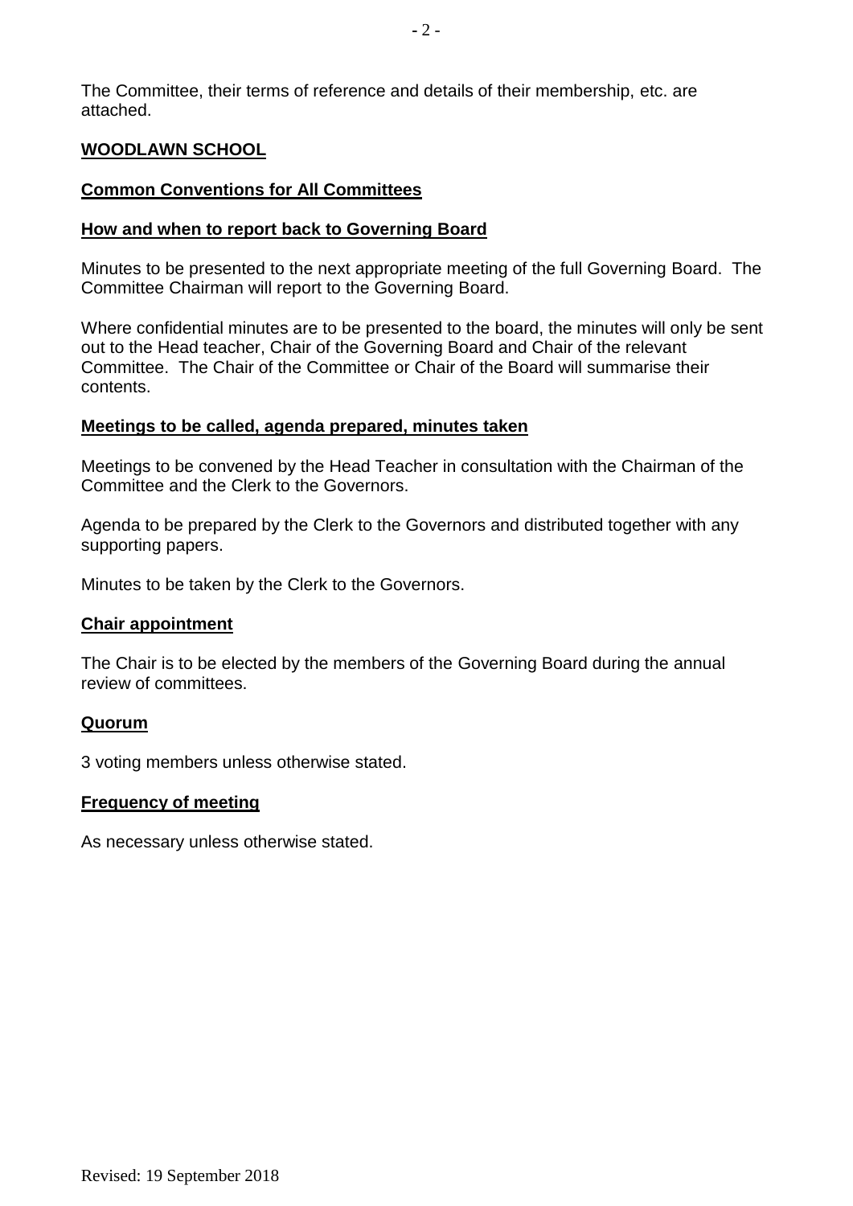The Committee, their terms of reference and details of their membership, etc. are attached.

**WOODLAWN SCHOOL**

**Common Conventions for All Committees**

**How and when to report back to Governing Board**

Minutes to be presented to the next appropriate meeting of the full Governing Board. The Committee Chairman will report to the Governing Board.

Where confidential minutes are to be presented to the board, the minutes will only be sent out to the Head teacher, Chair of the Governing Board and Chair of the relevant Committee. The Chair of the Committee or Chair of the Board will summarise their contents.

**Meetings to be called, agenda prepared, minutes taken**

Meetings to be convened by the Head Teacher in consultation with the Chairman of the Committee and the Clerk to the Governors.

Agenda to be prepared by the Clerk to the Governors and distributed together with any supporting papers.

Minutes to be taken by the Clerk to the Governors.

**Chair appointment**

The Chair is to be elected by the members of the Governing Board during the annual review of committees.

**Quorum**

3 voting members unless otherwise stated.

**Frequency of meeting**

As necessary unless otherwise stated.

Revised: 19 September 2018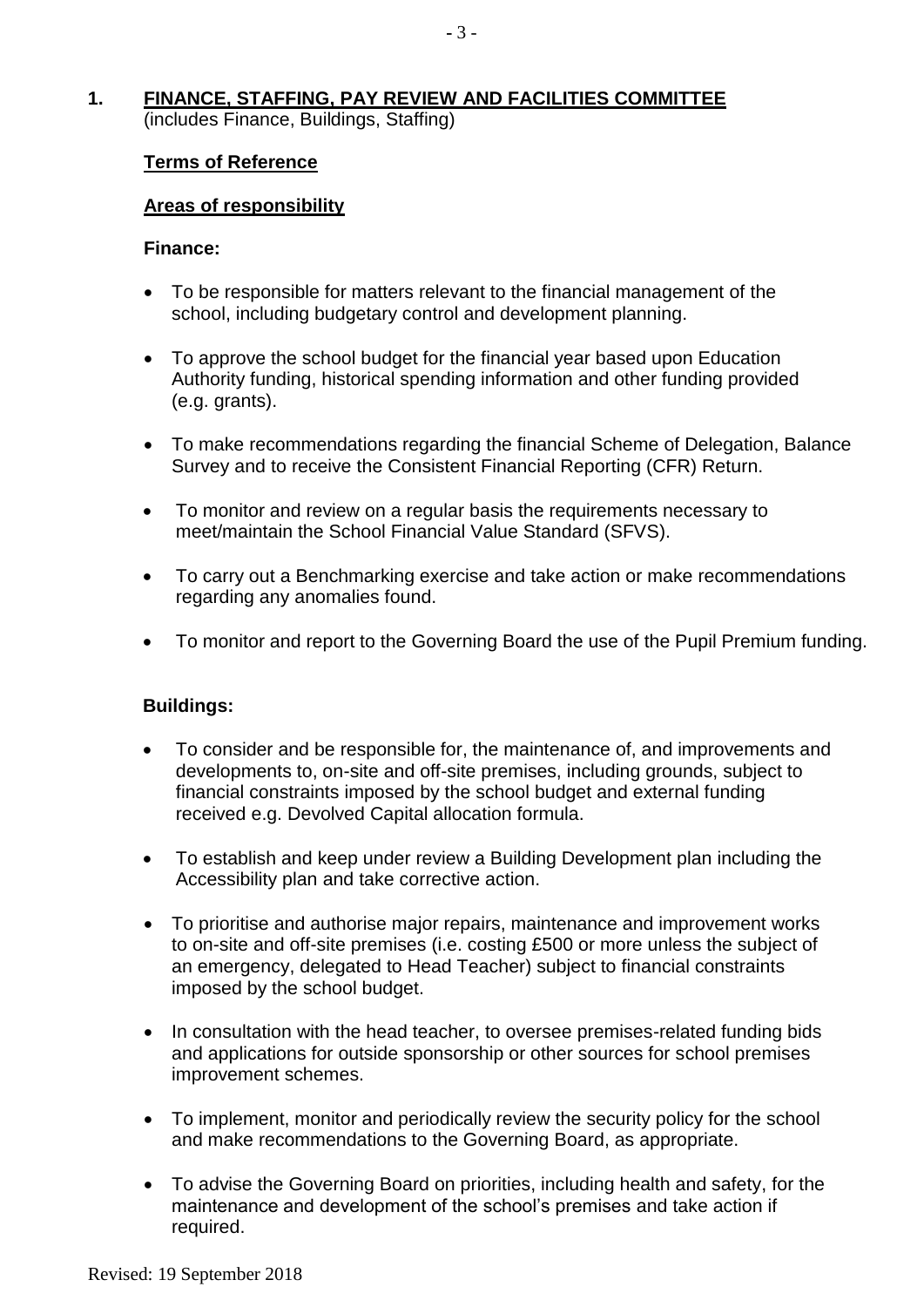## 1. FINANCE, STAFFING, PAY REVIEW AND FACILITIES COMMITTEE

(includes Finance, Buildings, Staffing)

### Terms of Reference

### Areas of responsibility

**Finance:**

- To be responsible for matters relevant to the financial management of the school, including budgetary control and development planning.
- To approve the school budget for the financial year based upon Education Authority funding, historical spending information and other funding provided (e.g. grants).
- To make recommendations regarding the financial Scheme of Delegation, Balance Survey and to receive the Consistent Financial Reporting (CFR) Return.
- To monitor and review on a regular basis the requirements necessary to meet/maintain the School Financial Value Standard (SFVS).
- To carry out a Benchmarking exercise and take action or make recommendations regarding any anomalies found.
- To monitor and report to the Governing Board the use of the Pupil Premium funding.

**Buildings:**

- To consider and be responsible for, the maintenance of, and improvements and developments to, on-site and off-site premises, including grounds, subject to financial constraints imposed by the school budget and external funding received e.g. Devolved Capital allocation formula.
- To establish and keep under review a Building Development plan including the Accessibility plan and take corrective action.
- To prioritise and authorise major repairs, maintenance and improvement works to on-site and off-site premises (i.e. costing £500 or more unless the subject of an emergency, delegated to Head Teacher) subject to financial constraints imposed by the school budget.
- In consultation with the head teacher, to oversee premises-related funding bids and applications for outside sponsorship or other sources for school premises improvement schemes.
- To implement, monitor and periodically review the security policy for the school and make recommendations to the Governing Board, as appropriate.
- To advise the Governing Board on priorities, including health and safety, for the maintenance and development of the school's premises and take action if required.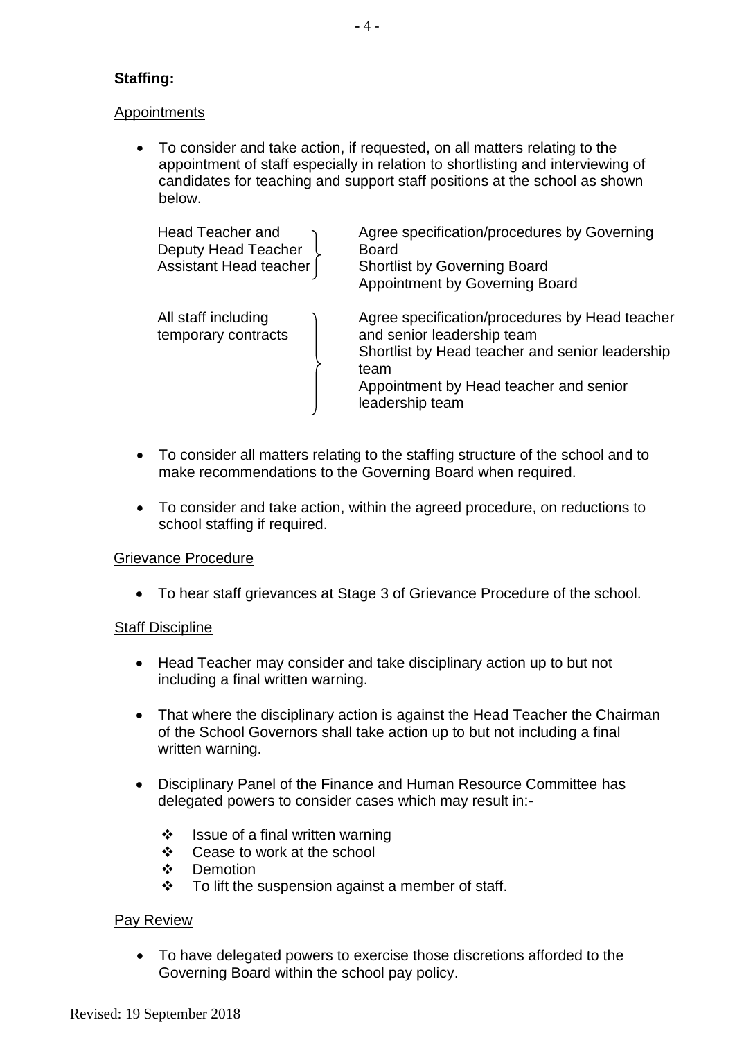**Staffing:**

Appointments

- To consider and take action, if requested, on all matters relating to the appointment of staff especially in relation to shortlisting and interviewing of candidates for teaching and support staff positions at the school as shown below.

| | |
|---|---|
| Head Teacher and Deputy Head Teacher Assistant Head teacher | Agree specification/procedures by Governing Board<br>Shortlist by Governing Board<br>Appointment by Governing Board |
| All staff including temporary contracts | Agree specification/procedures by Head teacher and senior leadership team<br>Shortlist by Head teacher and senior leadership team<br>Appointment by Head teacher and senior leadership team |

- To consider all matters relating to the staffing structure of the school and to make recommendations to the Governing Board when required.
- To consider and take action, within the agreed procedure, on reductions to school staffing if required.

Grievance Procedure

- To hear staff grievances at Stage 3 of Grievance Procedure of the school.

Staff Discipline

- Head Teacher may consider and take disciplinary action up to but not including a final written warning.
- That where the disciplinary action is against the Head Teacher the Chairman of the School Governors shall take action up to but not including a final written warning.
- Disciplinary Panel of the Finance and Human Resource Committee has delegated powers to consider cases which may result in:-
  - Issue of a final written warning
  - Cease to work at the school
  - Demotion
  - To lift the suspension against a member of staff.

Pay Review

- To have delegated powers to exercise those discretions afforded to the Governing Board within the school pay policy.

Revised: 19 September 2018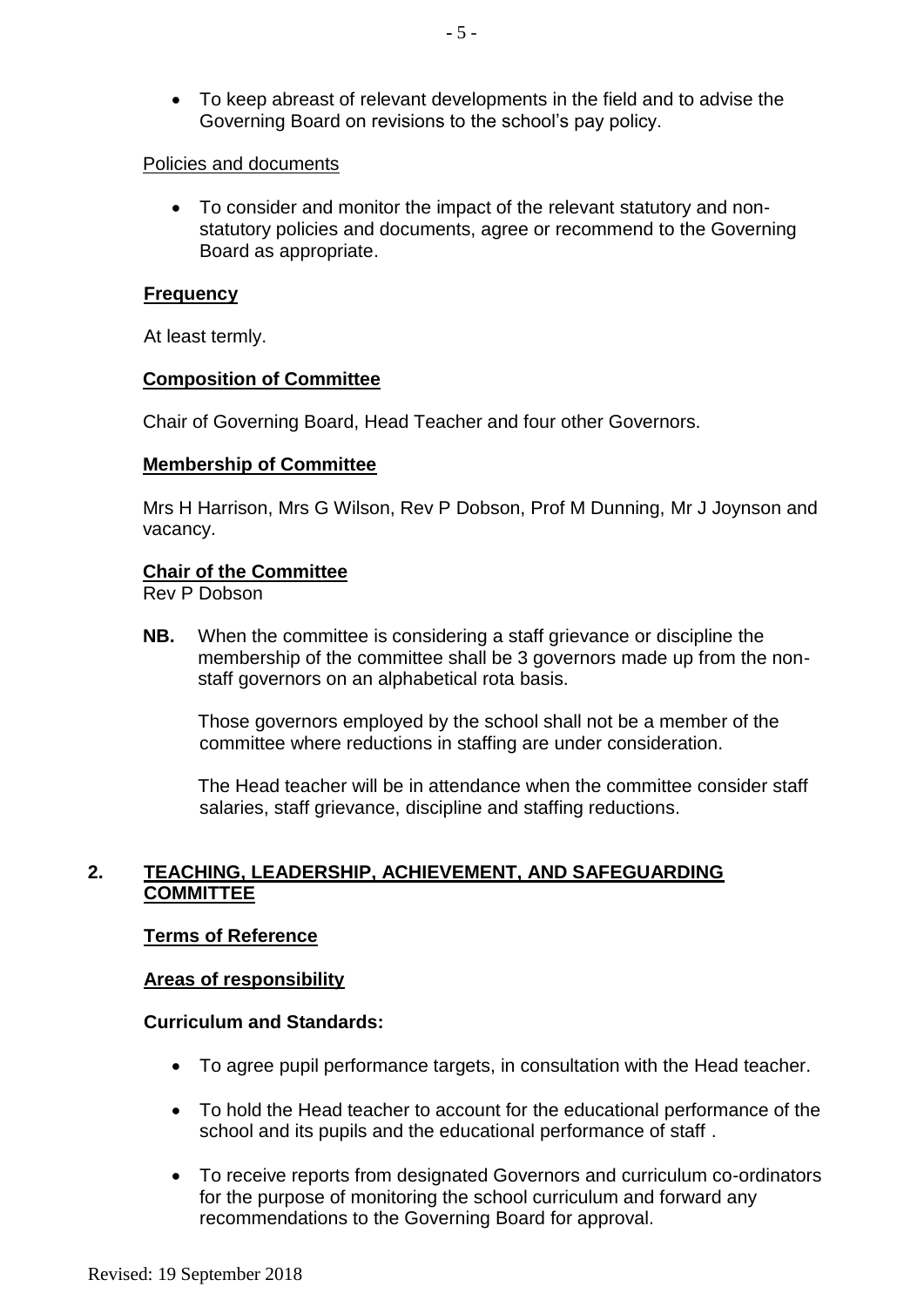- To keep abreast of relevant developments in the field and to advise the Governing Board on revisions to the school's pay policy.

Policies and documents

- To consider and monitor the impact of the relevant statutory and non-statutory policies and documents, agree or recommend to the Governing Board as appropriate.

**Frequency**

At least termly.

**Composition of Committee**

Chair of Governing Board, Head Teacher and four other Governors.

**Membership of Committee**

Mrs H Harrison, Mrs G Wilson, Rev P Dobson, Prof M Dunning, Mr J Joynson and vacancy.

**Chair of the Committee**

Rev P Dobson

**NB.** When the committee is considering a staff grievance or discipline the membership of the committee shall be 3 governors made up from the non-staff governors on an alphabetical rota basis.

Those governors employed by the school shall not be a member of the committee where reductions in staffing are under consideration.

The Head teacher will be in attendance when the committee consider staff salaries, staff grievance, discipline and staffing reductions.

## 2. TEACHING, LEADERSHIP, ACHIEVEMENT, AND SAFEGUARDING COMMITTEE

**Terms of Reference**

**Areas of responsibility**

**Curriculum and Standards:**

- To agree pupil performance targets, in consultation with the Head teacher.
- To hold the Head teacher to account for the educational performance of the school and its pupils and the educational performance of staff .
- To receive reports from designated Governors and curriculum co-ordinators for the purpose of monitoring the school curriculum and forward any recommendations to the Governing Board for approval.

Revised: 19 September 2018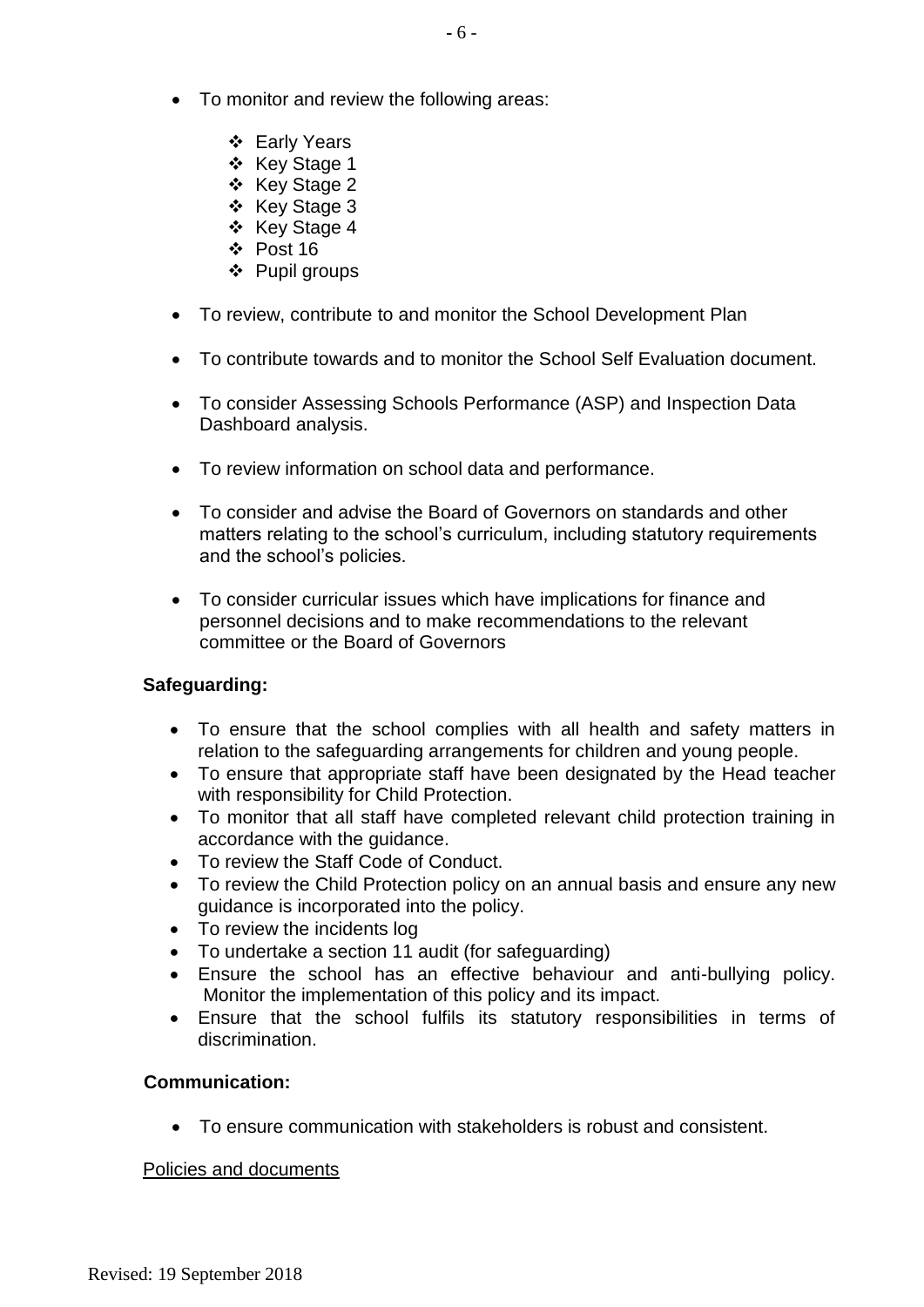- To monitor and review the following areas:

    - Early Years
    - Key Stage 1
    - Key Stage 2
    - Key Stage 3
    - Key Stage 4
    - Post 16
    - Pupil groups

- To review, contribute to and monitor the School Development Plan

- To contribute towards and to monitor the School Self Evaluation document.

- To consider Assessing Schools Performance (ASP) and Inspection Data Dashboard analysis.

- To review information on school data and performance.

- To consider and advise the Board of Governors on standards and other matters relating to the school's curriculum, including statutory requirements and the school's policies.

- To consider curricular issues which have implications for finance and personnel decisions and to make recommendations to the relevant committee or the Board of Governors

**Safeguarding:**

- To ensure that the school complies with all health and safety matters in relation to the safeguarding arrangements for children and young people.
- To ensure that appropriate staff have been designated by the Head teacher with responsibility for Child Protection.
- To monitor that all staff have completed relevant child protection training in accordance with the guidance.
- To review the Staff Code of Conduct.
- To review the Child Protection policy on an annual basis and ensure any new guidance is incorporated into the policy.
- To review the incidents log
- To undertake a section 11 audit (for safeguarding)
- Ensure the school has an effective behaviour and anti-bullying policy. Monitor the implementation of this policy and its impact.
- Ensure that the school fulfils its statutory responsibilities in terms of discrimination.

**Communication:**

- To ensure communication with stakeholders is robust and consistent.

<u>Policies and documents</u>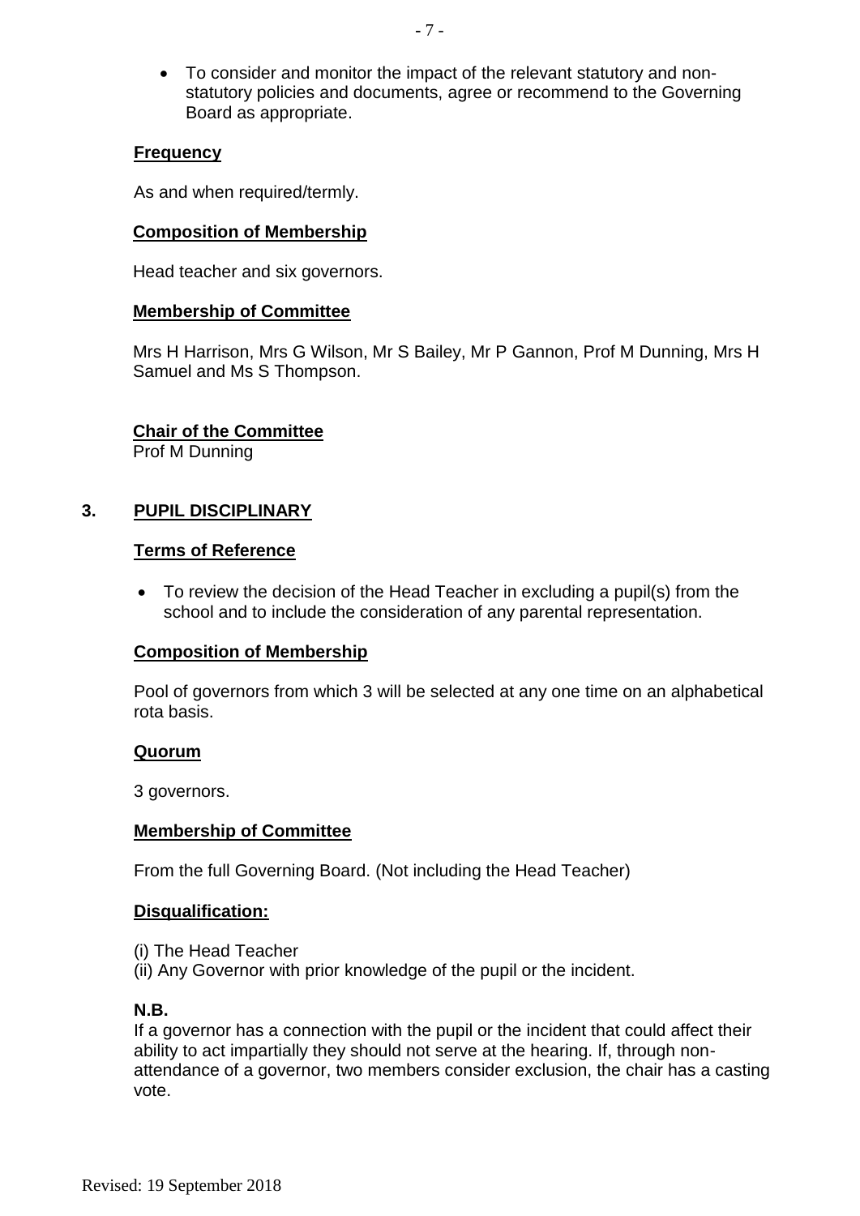- To consider and monitor the impact of the relevant statutory and non-statutory policies and documents, agree or recommend to the Governing Board as appropriate.

**Frequency**

As and when required/termly.

**Composition of Membership**

Head teacher and six governors.

**Membership of Committee**

Mrs H Harrison, Mrs G Wilson, Mr S Bailey, Mr P Gannon, Prof M Dunning, Mrs H Samuel and Ms S Thompson.

**Chair of the Committee**
Prof M Dunning

## 3. PUPIL DISCIPLINARY

**Terms of Reference**

- To review the decision of the Head Teacher in excluding a pupil(s) from the school and to include the consideration of any parental representation.

**Composition of Membership**

Pool of governors from which 3 will be selected at any one time on an alphabetical rota basis.

**Quorum**

3 governors.

**Membership of Committee**

From the full Governing Board. (Not including the Head Teacher)

**Disqualification:**

(i) The Head Teacher
(ii) Any Governor with prior knowledge of the pupil or the incident.

**N.B.**
If a governor has a connection with the pupil or the incident that could affect their ability to act impartially they should not serve at the hearing. If, through non-attendance of a governor, two members consider exclusion, the chair has a casting vote.

Revised: 19 September 2018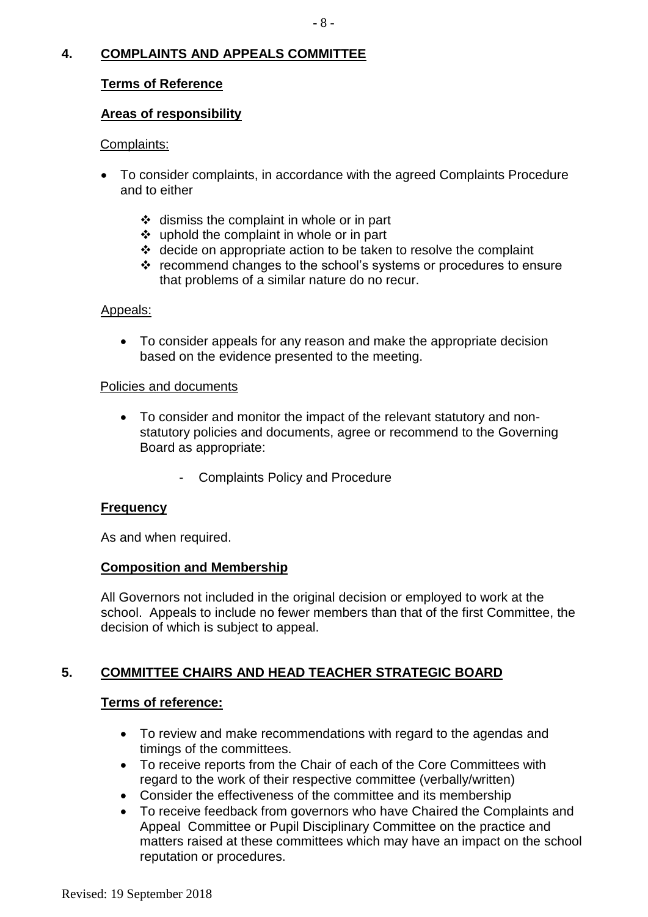## 4. COMPLAINTS AND APPEALS COMMITTEE

### Terms of Reference

### Areas of responsibility

Complaints:

- To consider complaints, in accordance with the agreed Complaints Procedure and to either
  - dismiss the complaint in whole or in part
  - uphold the complaint in whole or in part
  - decide on appropriate action to be taken to resolve the complaint
  - recommend changes to the school's systems or procedures to ensure that problems of a similar nature do no recur.

Appeals:

- To consider appeals for any reason and make the appropriate decision based on the evidence presented to the meeting.

Policies and documents

- To consider and monitor the impact of the relevant statutory and non-statutory policies and documents, agree or recommend to the Governing Board as appropriate:
  - Complaints Policy and Procedure

### Frequency

As and when required.

### Composition and Membership

All Governors not included in the original decision or employed to work at the school. Appeals to include no fewer members than that of the first Committee, the decision of which is subject to appeal.

## 5. COMMITTEE CHAIRS AND HEAD TEACHER STRATEGIC BOARD

### Terms of reference:

- To review and make recommendations with regard to the agendas and timings of the committees.
- To receive reports from the Chair of each of the Core Committees with regard to the work of their respective committee (verbally/written)
- Consider the effectiveness of the committee and its membership
- To receive feedback from governors who have Chaired the Complaints and Appeal Committee or Pupil Disciplinary Committee on the practice and matters raised at these committees which may have an impact on the school reputation or procedures.

Revised: 19 September 2018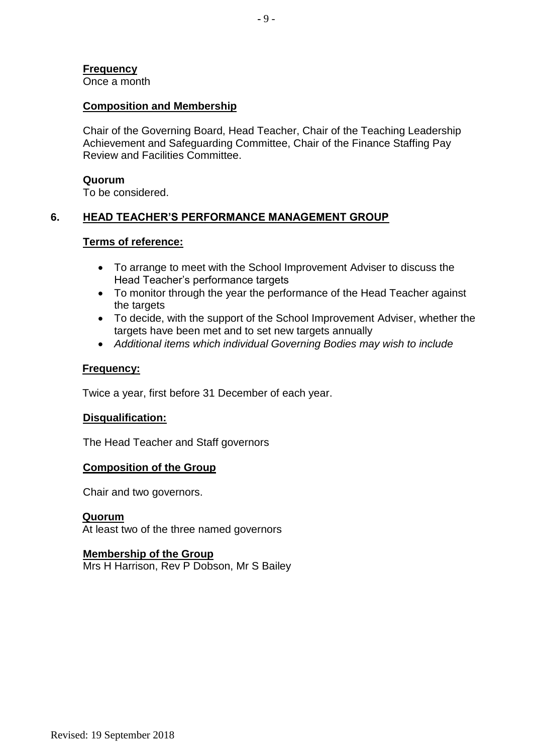**Frequency**
Once a month

**Composition and Membership**

Chair of the Governing Board, Head Teacher, Chair of the Teaching Leadership Achievement and Safeguarding Committee, Chair of the Finance Staffing Pay Review and Facilities Committee.

**Quorum**
To be considered.

## 6. HEAD TEACHER'S PERFORMANCE MANAGEMENT GROUP

**Terms of reference:**

- To arrange to meet with the School Improvement Adviser to discuss the Head Teacher's performance targets
- To monitor through the year the performance of the Head Teacher against the targets
- To decide, with the support of the School Improvement Adviser, whether the targets have been met and to set new targets annually
- *Additional items which individual Governing Bodies may wish to include*

**Frequency:**

Twice a year, first before 31 December of each year.

**Disqualification:**

The Head Teacher and Staff governors

**Composition of the Group**

Chair and two governors.

**Quorum**
At least two of the three named governors

**Membership of the Group**
Mrs H Harrison, Rev P Dobson, Mr S Bailey

Revised: 19 September 2018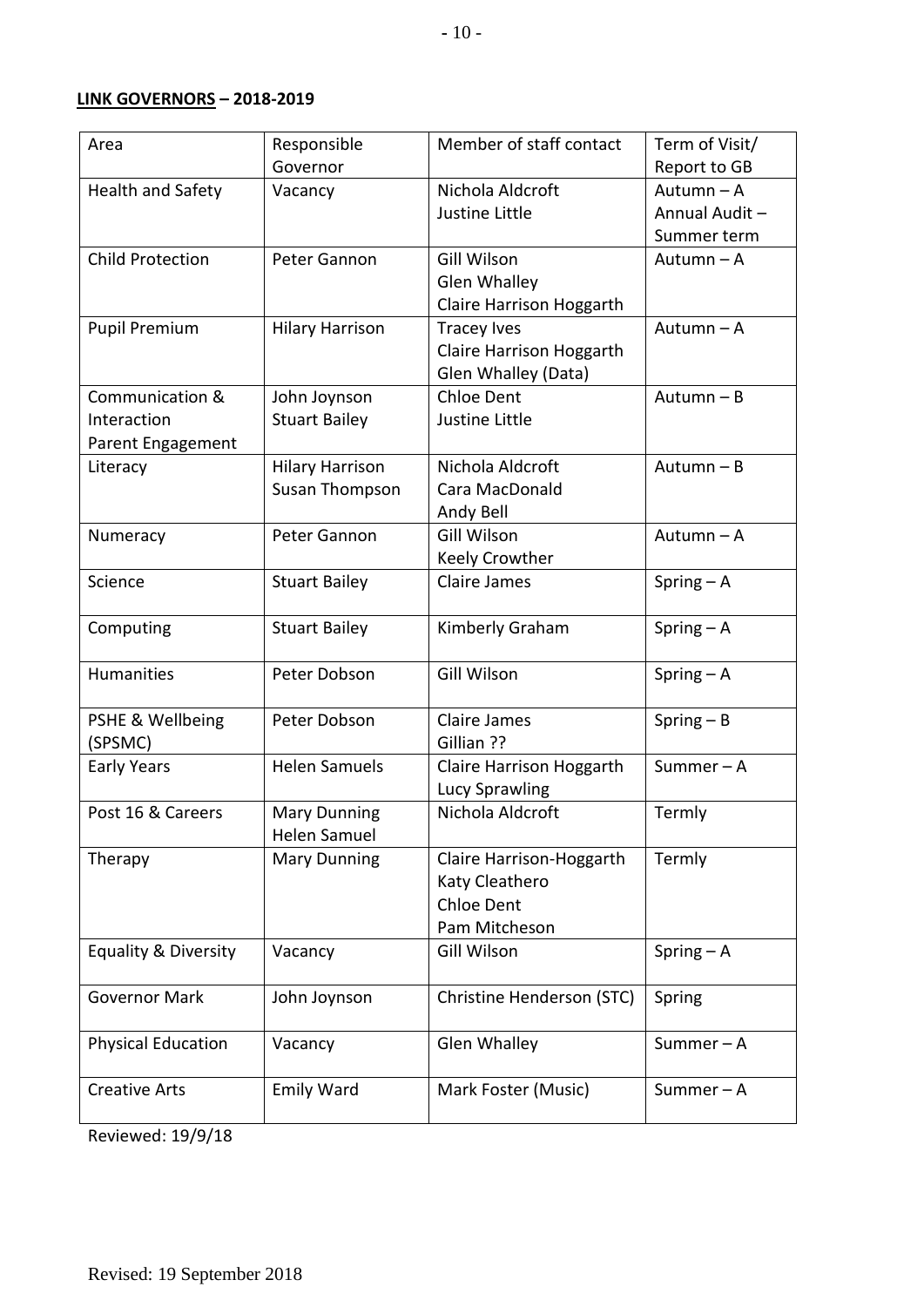**LINK GOVERNORS – 2018-2019**

| Area | Responsible Governor | Member of staff contact | Term of Visit/ Report to GB |
|---|---|---|---|
| Health and Safety | Vacancy | Nichola Aldcroft<br>Justine Little | Autumn – A<br>Annual Audit – Summer term |
| Child Protection | Peter Gannon | Gill Wilson<br>Glen Whalley<br>Claire Harrison Hoggarth | Autumn – A |
| Pupil Premium | Hilary Harrison | Tracey Ives<br>Claire Harrison Hoggarth<br>Glen Whalley (Data) | Autumn – A |
| Communication & Interaction<br>Parent Engagement | John Joynson<br>Stuart Bailey | Chloe Dent<br>Justine Little | Autumn – B |
| Literacy | Hilary Harrison<br>Susan Thompson | Nichola Aldcroft<br>Cara MacDonald<br>Andy Bell | Autumn – B |
| Numeracy | Peter Gannon | Gill Wilson<br>Keely Crowther | Autumn – A |
| Science | Stuart Bailey | Claire James | Spring – A |
| Computing | Stuart Bailey | Kimberly Graham | Spring – A |
| Humanities | Peter Dobson | Gill Wilson | Spring – A |
| PSHE & Wellbeing (SPSMC) | Peter Dobson | Claire James<br>Gillian ?? | Spring – B |
| Early Years | Helen Samuels | Claire Harrison Hoggarth<br>Lucy Sprawling | Summer – A |
| Post 16 & Careers | Mary Dunning<br>Helen Samuel | Nichola Aldcroft | Termly |
| Therapy | Mary Dunning | Claire Harrison-Hoggarth<br>Katy Cleathero<br>Chloe Dent<br>Pam Mitcheson | Termly |
| Equality & Diversity | Vacancy | Gill Wilson | Spring – A |
| Governor Mark | John Joynson | Christine Henderson (STC) | Spring |
| Physical Education | Vacancy | Glen Whalley | Summer – A |
| Creative Arts | Emily Ward | Mark Foster (Music) | Summer – A |

Reviewed: 19/9/18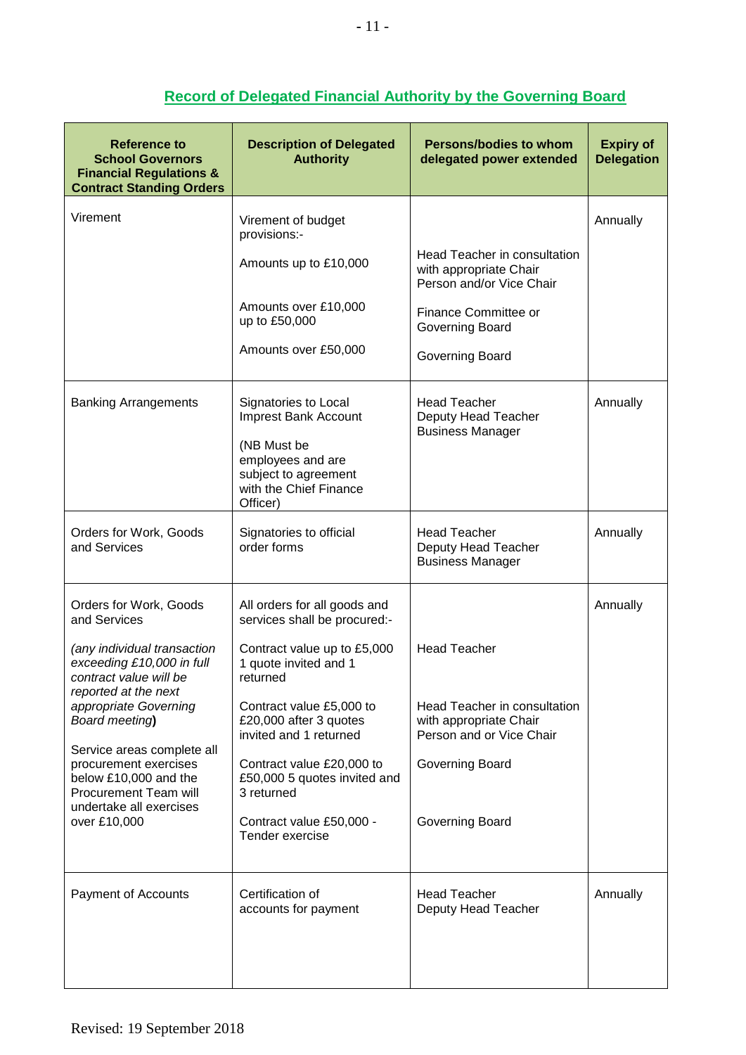## Record of Delegated Financial Authority by the Governing Board

| Reference to School Governors Financial Regulations & Contract Standing Orders | Description of Delegated Authority | Persons/bodies to whom delegated power extended | Expiry of Delegation |
|---|---|---|---|
| Virement | Virement of budget provisions:-<br><br>Amounts up to £10,000<br><br>Amounts over £10,000 up to £50,000<br><br>Amounts over £50,000 | <br><br>Head Teacher in consultation with appropriate Chair Person and/or Vice Chair<br><br>Finance Committee or Governing Board<br><br>Governing Board | Annually |
| Banking Arrangements | Signatories to Local Imprest Bank Account<br><br>(NB Must be employees and are subject to agreement with the Chief Finance Officer) | Head Teacher<br>Deputy Head Teacher<br>Business Manager | Annually |
| Orders for Work, Goods and Services | Signatories to official order forms | Head Teacher<br>Deputy Head Teacher<br>Business Manager | Annually |
| Orders for Work, Goods and Services<br><br>*(any individual transaction exceeding £10,000 in full contract value will be reported at the next appropriate Governing Board meeting)*<br><br>Service areas complete all procurement exercises below £10,000 and the Procurement Team will undertake all exercises over £10,000 | All orders for all goods and services shall be procured:-<br><br>Contract value up to £5,000 1 quote invited and 1 returned<br><br>Contract value £5,000 to £20,000 after 3 quotes invited and 1 returned<br><br>Contract value £20,000 to £50,000 5 quotes invited and 3 returned<br><br>Contract value £50,000 - Tender exercise | <br><br>Head Teacher<br><br>Head Teacher in consultation with appropriate Chair Person and or Vice Chair<br><br>Governing Board<br><br>Governing Board | Annually |
| Payment of Accounts | Certification of accounts for payment | Head Teacher<br>Deputy Head Teacher | Annually |

Revised: 19 September 2018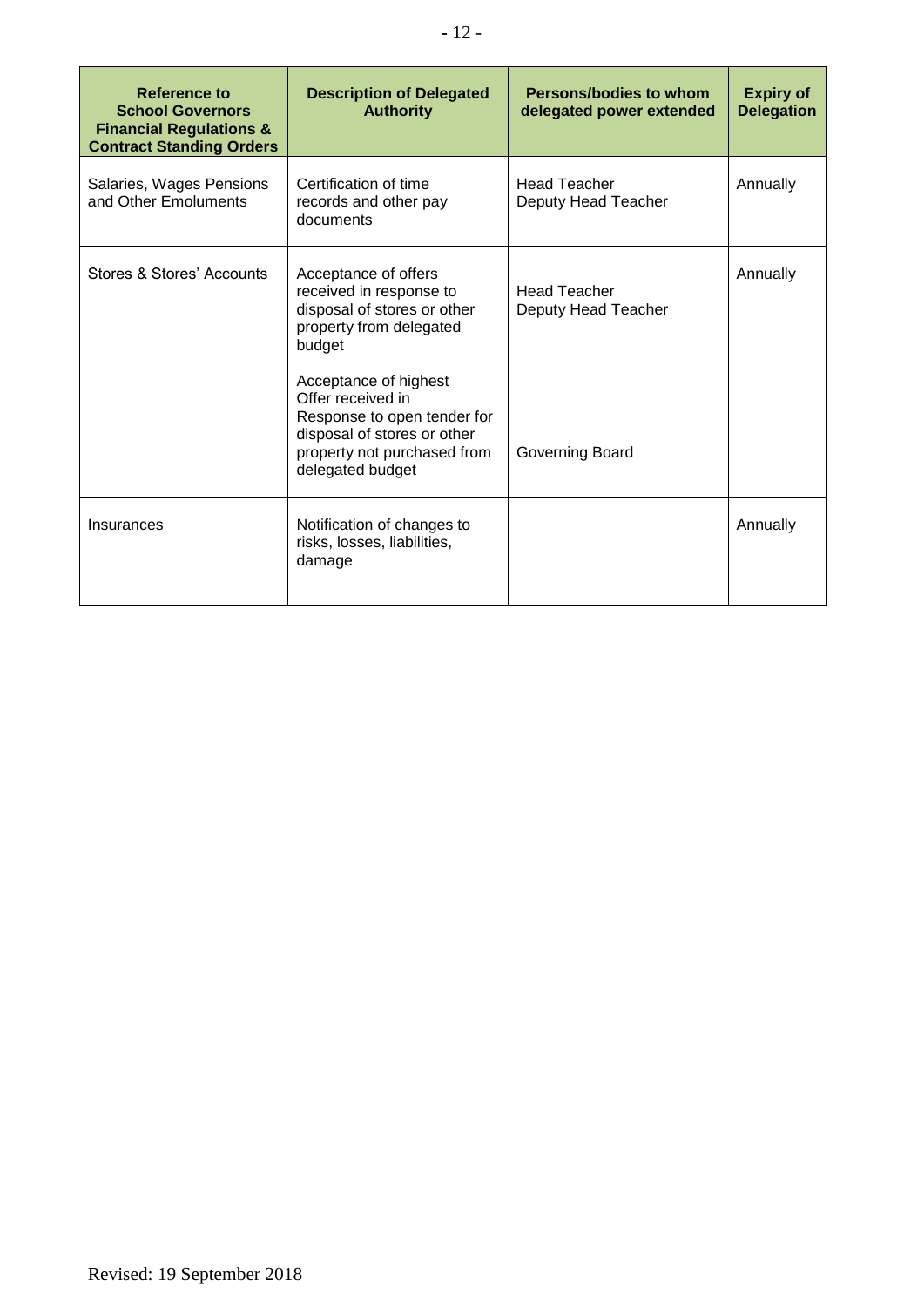| Reference to School Governors Financial Regulations & Contract Standing Orders | Description of Delegated Authority | Persons/bodies to whom delegated power extended | Expiry of Delegation |
|---|---|---|---|
| Salaries, Wages Pensions and Other Emoluments | Certification of time records and other pay documents | Head Teacher<br>Deputy Head Teacher | Annually |
| Stores & Stores' Accounts | Acceptance of offers received in response to disposal of stores or other property from delegated budget<br><br>Acceptance of highest Offer received in Response to open tender for disposal of stores or other property not purchased from delegated budget | Head Teacher<br>Deputy Head Teacher<br><br>Governing Board | Annually |
| Insurances | Notification of changes to risks, losses, liabilities, damage | | Annually |

Revised: 19 September 2018